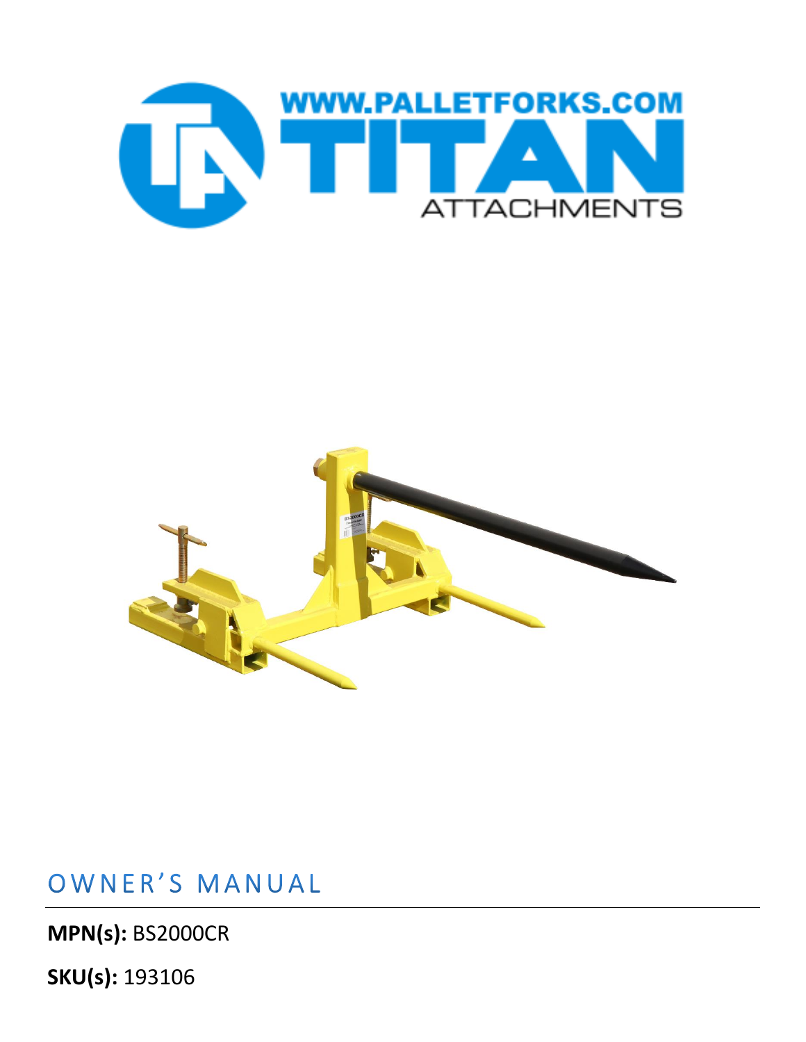WWW.PALLETFORKS.COM

TITAN

ATTACHMENTS

# OWNER'S MANUAL

**MPN(s):** BS2000CR

**SKU(s):** 193106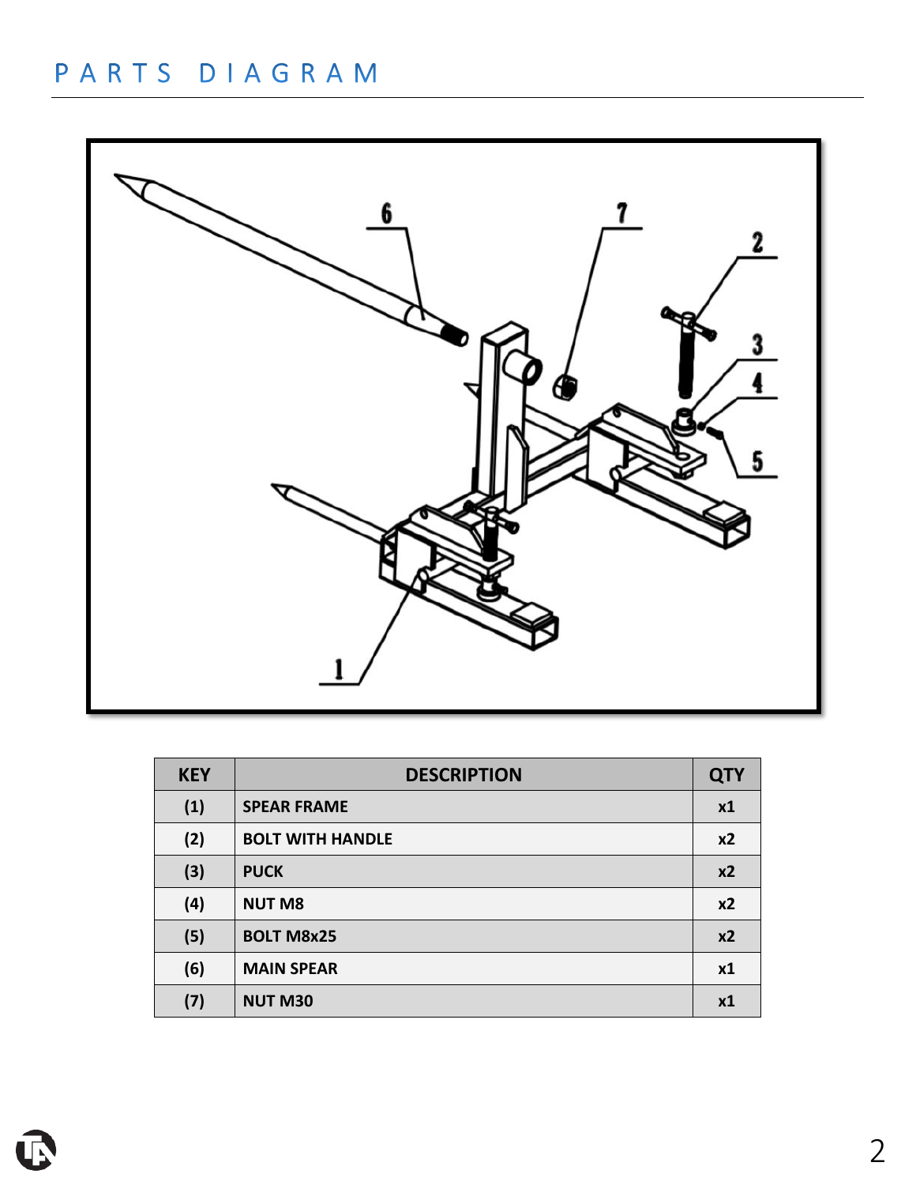# PARTS DIAGRAM

| KEY | DESCRIPTION | QTY |
| --- | --- | --- |
| (1) | SPEAR FRAME | x1 |
| (2) | BOLT WITH HANDLE | x2 |
| (3) | PUCK | x2 |
| (4) | NUT M8 | x2 |
| (5) | BOLT M8x25 | x2 |
| (6) | MAIN SPEAR | x1 |
| (7) | NUT M30 | x1 |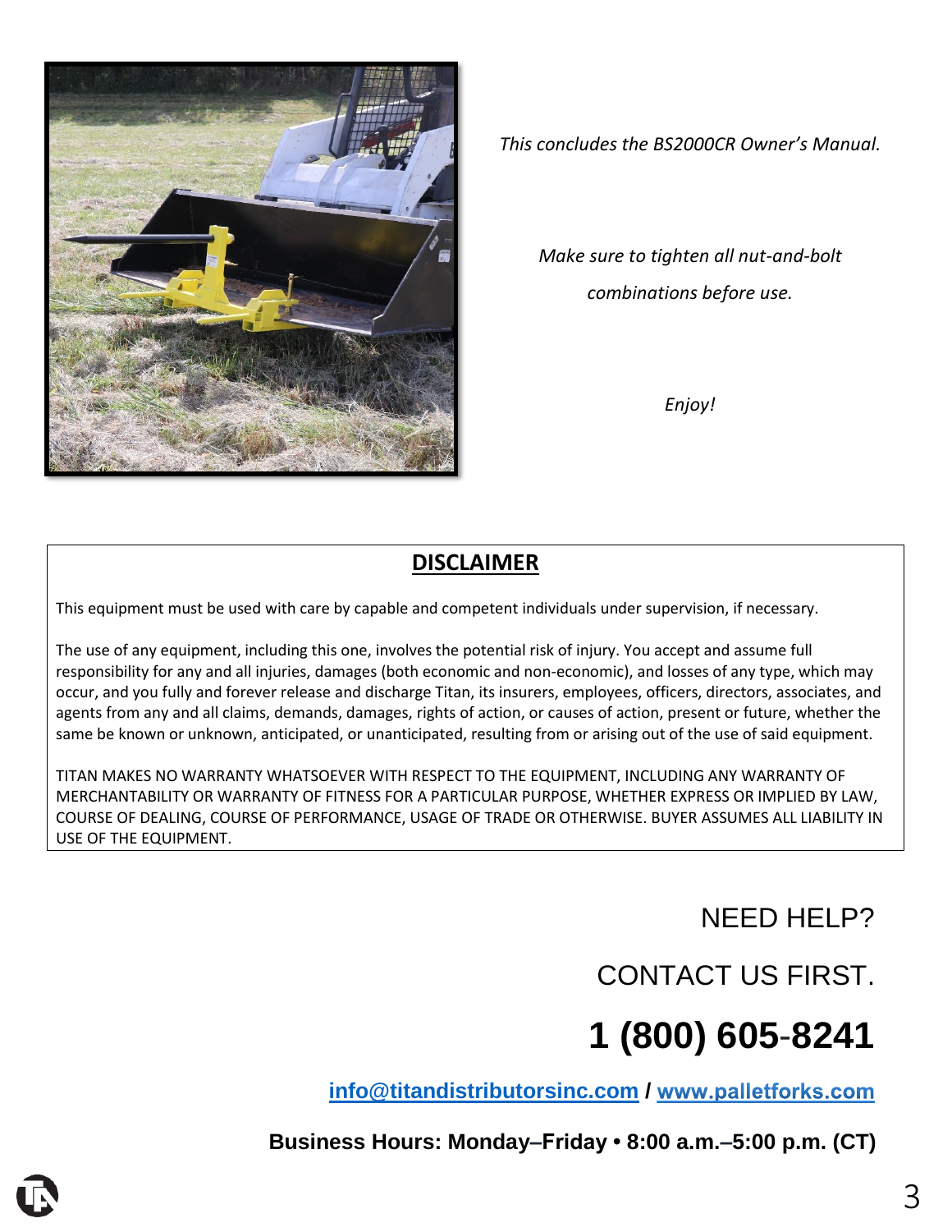*This concludes the BS2000CR Owner's Manual.*

*Make sure to tighten all nut-and-bolt combinations before use.*

*Enjoy!*

## DISCLAIMER

This equipment must be used with care by capable and competent individuals under supervision, if necessary.

The use of any equipment, including this one, involves the potential risk of injury. You accept and assume full responsibility for any and all injuries, damages (both economic and non-economic), and losses of any type, which may occur, and you fully and forever release and discharge Titan, its insurers, employees, officers, directors, associates, and agents from any and all claims, demands, damages, rights of action, or causes of action, present or future, whether the same be known or unknown, anticipated, or unanticipated, resulting from or arising out of the use of said equipment.

TITAN MAKES NO WARRANTY WHATSOEVER WITH RESPECT TO THE EQUIPMENT, INCLUDING ANY WARRANTY OF MERCHANTABILITY OR WARRANTY OF FITNESS FOR A PARTICULAR PURPOSE, WHETHER EXPRESS OR IMPLIED BY LAW, COURSE OF DEALING, COURSE OF PERFORMANCE, USAGE OF TRADE OR OTHERWISE. BUYER ASSUMES ALL LIABILITY IN USE OF THE EQUIPMENT.

NEED HELP?

CONTACT US FIRST.

**1 (800) 605-8241**

**info@titandistributorsinc.com / www.palletforks.com**

**Business Hours: Monday–Friday • 8:00 a.m.–5:00 p.m. (CT)**